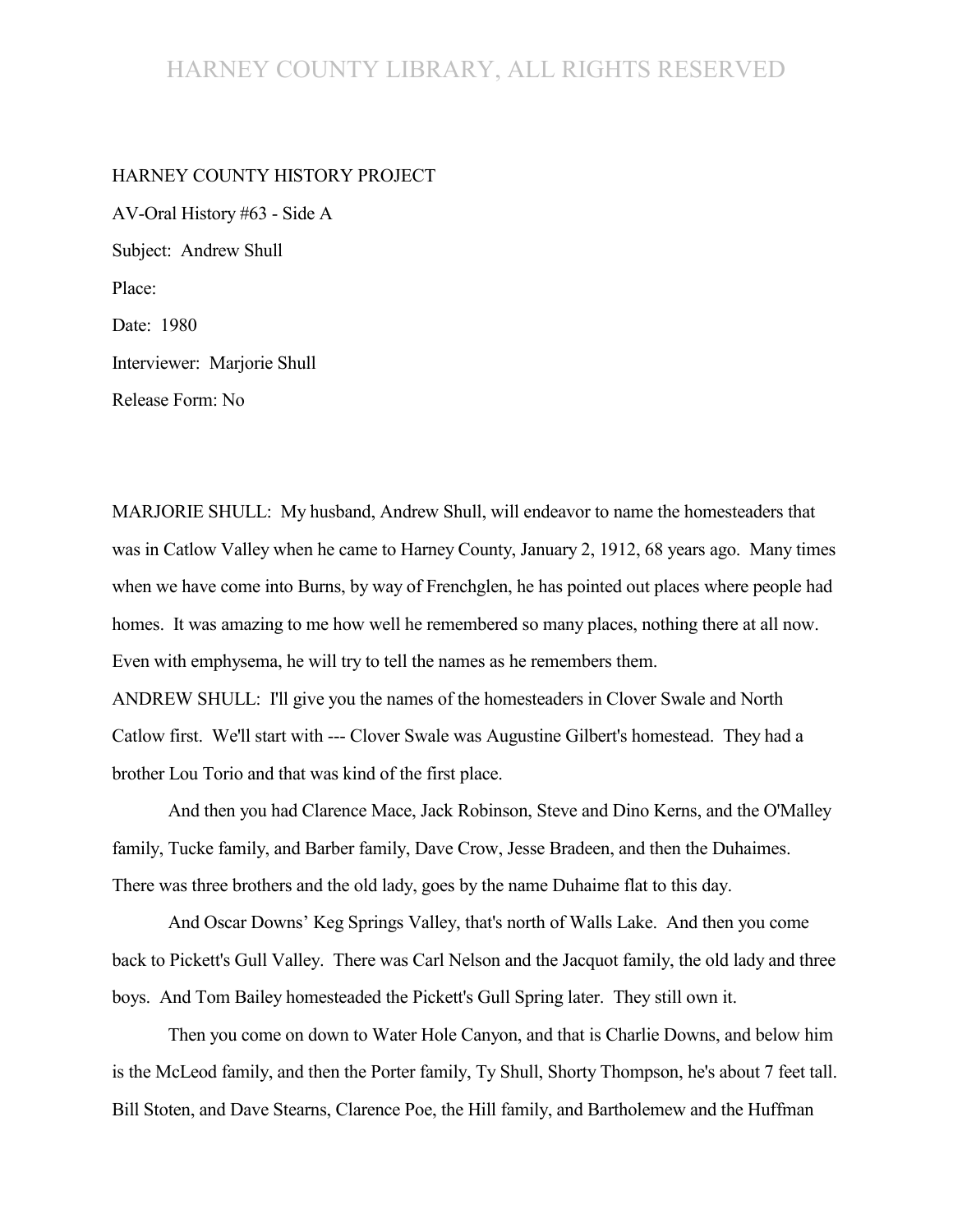HARNEY COUNTY HISTORY PROJECT

AV-Oral History #63 - Side A

Subject: Andrew Shull

Place:

Date: 1980

Interviewer: Marjorie Shull

Release Form: No

MARJORIE SHULL: My husband, Andrew Shull, will endeavor to name the homesteaders that was in Catlow Valley when he came to Harney County, January 2, 1912, 68 years ago. Many times when we have come into Burns, by way of Frenchglen, he has pointed out places where people had homes. It was amazing to me how well he remembered so many places, nothing there at all now. Even with emphysema, he will try to tell the names as he remembers them.

ANDREW SHULL: I'll give you the names of the homesteaders in Clover Swale and North Catlow first. We'll start with --- Clover Swale was Augustine Gilbert's homestead. They had a brother Lou Torio and that was kind of the first place.

And then you had Clarence Mace, Jack Robinson, Steve and Dino Kerns, and the O'Malley family, Tucke family, and Barber family, Dave Crow, Jesse Bradeen, and then the Duhaimes. There was three brothers and the old lady, goes by the name Duhaime flat to this day.

And Oscar Downs' Keg Springs Valley, that's north of Walls Lake. And then you come back to Pickett's Gull Valley. There was Carl Nelson and the Jacquot family, the old lady and three boys. And Tom Bailey homesteaded the Pickett's Gull Spring later. They still own it.

Then you come on down to Water Hole Canyon, and that is Charlie Downs, and below him is the McLeod family, and then the Porter family, Ty Shull, Shorty Thompson, he's about 7 feet tall. Bill Stoten, and Dave Stearns, Clarence Poe, the Hill family, and Bartholemew and the Huffman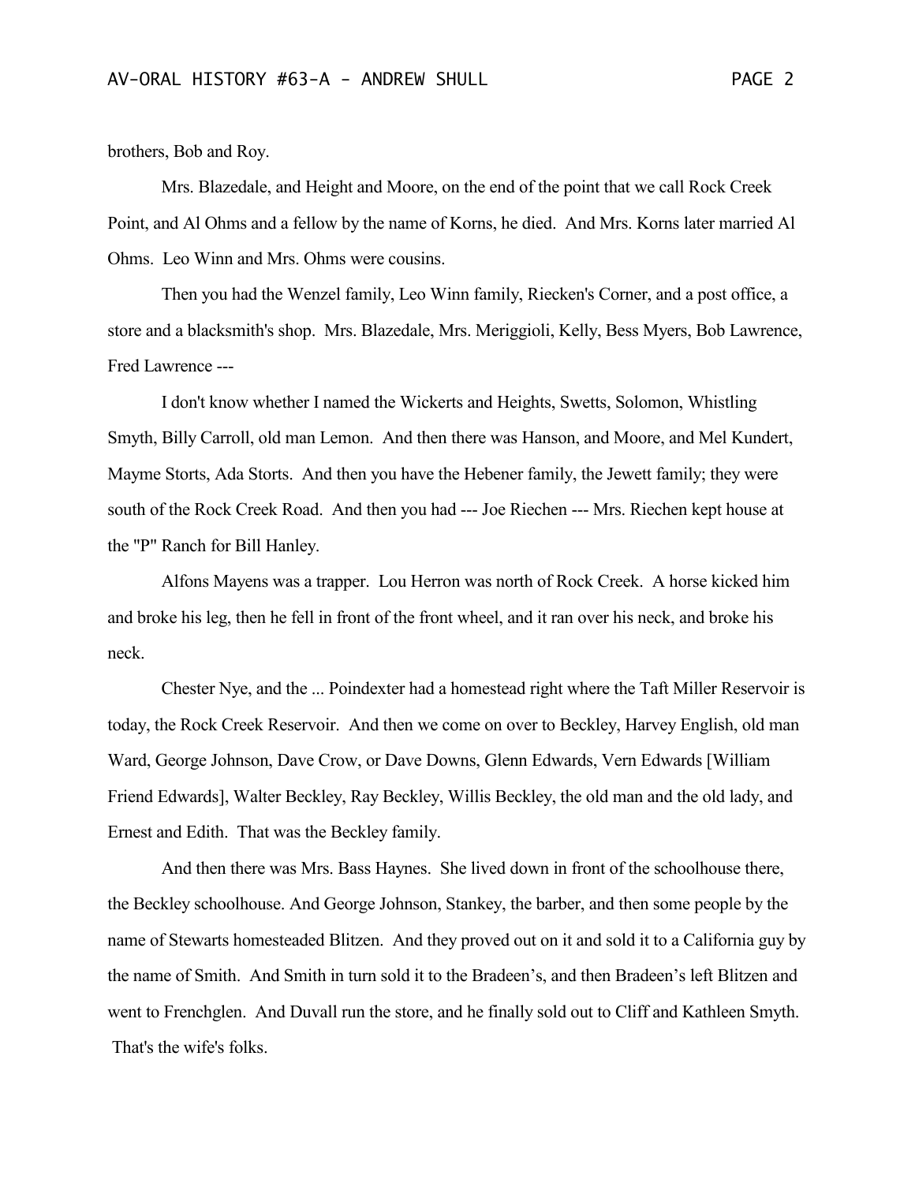brothers, Bob and Roy.

Mrs. Blazedale, and Height and Moore, on the end of the point that we call Rock Creek Point, and Al Ohms and a fellow by the name of Korns, he died. And Mrs. Korns later married Al Ohms. Leo Winn and Mrs. Ohms were cousins.

Then you had the Wenzel family, Leo Winn family, Riecken's Corner, and a post office, a store and a blacksmith's shop. Mrs. Blazedale, Mrs. Meriggioli, Kelly, Bess Myers, Bob Lawrence, Fred Lawrence ---

I don't know whether I named the Wickerts and Heights, Swetts, Solomon, Whistling Smyth, Billy Carroll, old man Lemon. And then there was Hanson, and Moore, and Mel Kundert, Mayme Storts, Ada Storts. And then you have the Hebener family, the Jewett family; they were south of the Rock Creek Road. And then you had --- Joe Riechen --- Mrs. Riechen kept house at the "P" Ranch for Bill Hanley.

Alfons Mayens was a trapper. Lou Herron was north of Rock Creek. A horse kicked him and broke his leg, then he fell in front of the front wheel, and it ran over his neck, and broke his neck.

Chester Nye, and the ... Poindexter had a homestead right where the Taft Miller Reservoir is today, the Rock Creek Reservoir. And then we come on over to Beckley, Harvey English, old man Ward, George Johnson, Dave Crow, or Dave Downs, Glenn Edwards, Vern Edwards [William Friend Edwards], Walter Beckley, Ray Beckley, Willis Beckley, the old man and the old lady, and Ernest and Edith. That was the Beckley family.

And then there was Mrs. Bass Haynes. She lived down in front of the schoolhouse there, the Beckley schoolhouse. And George Johnson, Stankey, the barber, and then some people by the name of Stewarts homesteaded Blitzen. And they proved out on it and sold it to a California guy by the name of Smith. And Smith in turn sold it to the Bradeen's, and then Bradeen's left Blitzen and went to Frenchglen. And Duvall run the store, and he finally sold out to Cliff and Kathleen Smyth. That's the wife's folks.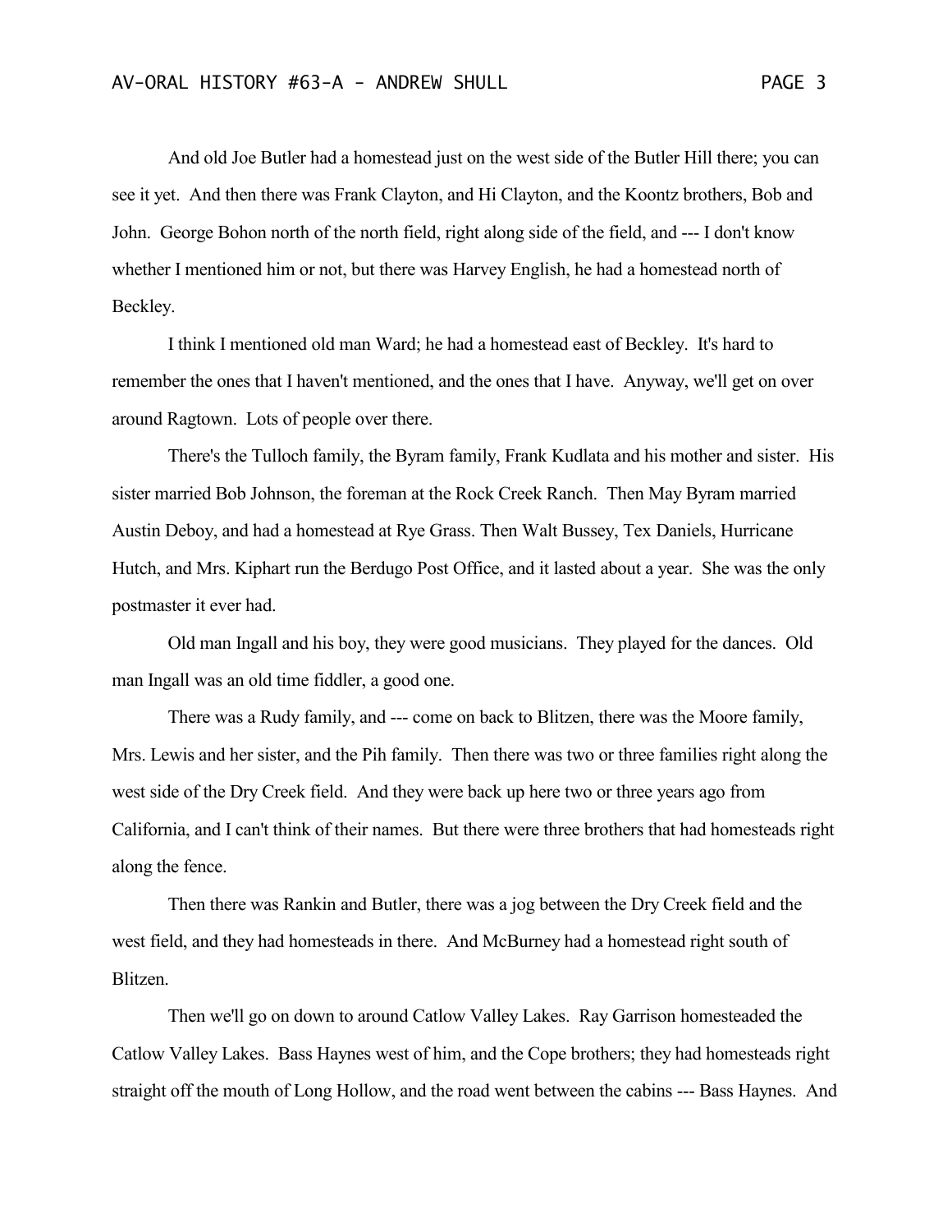And old Joe Butler had a homestead just on the west side of the Butler Hill there; you can see it yet. And then there was Frank Clayton, and Hi Clayton, and the Koontz brothers, Bob and John. George Bohon north of the north field, right along side of the field, and --- I don't know whether I mentioned him or not, but there was Harvey English, he had a homestead north of Beckley.

I think I mentioned old man Ward; he had a homestead east of Beckley. It's hard to remember the ones that I haven't mentioned, and the ones that I have. Anyway, we'll get on over around Ragtown. Lots of people over there.

There's the Tulloch family, the Byram family, Frank Kudlata and his mother and sister. His sister married Bob Johnson, the foreman at the Rock Creek Ranch. Then May Byram married Austin Deboy, and had a homestead at Rye Grass. Then Walt Bussey, Tex Daniels, Hurricane Hutch, and Mrs. Kiphart run the Berdugo Post Office, and it lasted about a year. She was the only postmaster it ever had.

Old man Ingall and his boy, they were good musicians. They played for the dances. Old man Ingall was an old time fiddler, a good one.

There was a Rudy family, and --- come on back to Blitzen, there was the Moore family, Mrs. Lewis and her sister, and the Pih family. Then there was two or three families right along the west side of the Dry Creek field. And they were back up here two or three years ago from California, and I can't think of their names. But there were three brothers that had homesteads right along the fence.

Then there was Rankin and Butler, there was a jog between the Dry Creek field and the west field, and they had homesteads in there. And McBurney had a homestead right south of Blitzen.

Then we'll go on down to around Catlow Valley Lakes. Ray Garrison homesteaded the Catlow Valley Lakes. Bass Haynes west of him, and the Cope brothers; they had homesteads right straight off the mouth of Long Hollow, and the road went between the cabins --- Bass Haynes. And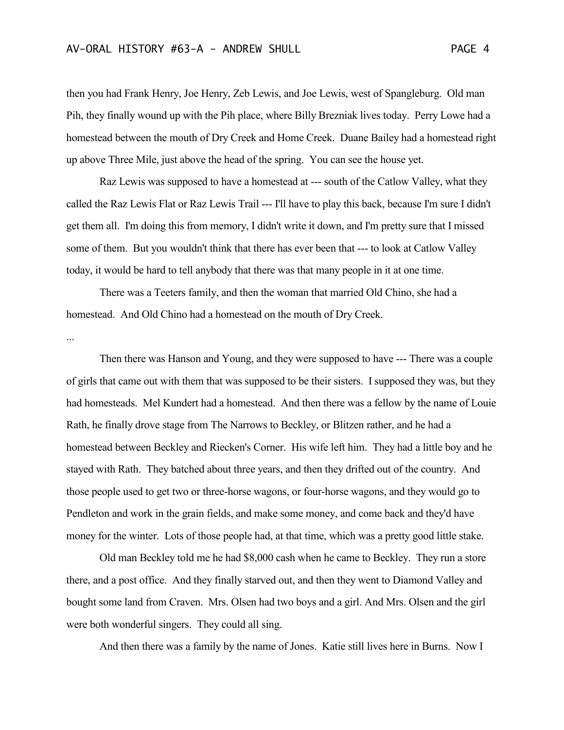then you had Frank Henry, Joe Henry, Zeb Lewis, and Joe Lewis, west of Spangleburg. Old man Pih, they finally wound up with the Pih place, where Billy Brezniak lives today. Perry Lowe had a homestead between the mouth of Dry Creek and Home Creek. Duane Bailey had a homestead right up above Three Mile, just above the head of the spring. You can see the house yet.

Raz Lewis was supposed to have a homestead at --- south of the Catlow Valley, what they called the Raz Lewis Flat or Raz Lewis Trail --- I'll have to play this back, because I'm sure I didn't get them all. I'm doing this from memory, I didn't write it down, and I'm pretty sure that I missed some of them. But you wouldn't think that there has ever been that --- to look at Catlow Valley today, it would be hard to tell anybody that there was that many people in it at one time.

There was a Teeters family, and then the woman that married Old Chino, she had a homestead. And Old Chino had a homestead on the mouth of Dry Creek.

...

Then there was Hanson and Young, and they were supposed to have --- There was a couple of girls that came out with them that was supposed to be their sisters. I supposed they was, but they had homesteads. Mel Kundert had a homestead. And then there was a fellow by the name of Louie Rath, he finally drove stage from The Narrows to Beckley, or Blitzen rather, and he had a homestead between Beckley and Riecken's Corner. His wife left him. They had a little boy and he stayed with Rath. They batched about three years, and then they drifted out of the country. And those people used to get two or three-horse wagons, or four-horse wagons, and they would go to Pendleton and work in the grain fields, and make some money, and come back and they'd have money for the winter. Lots of those people had, at that time, which was a pretty good little stake.

Old man Beckley told me he had $8,000 cash when he came to Beckley. They run a store there, and a post office. And they finally starved out, and then they went to Diamond Valley and bought some land from Craven. Mrs. Olsen had two boys and a girl. And Mrs. Olsen and the girl were both wonderful singers. They could all sing.

And then there was a family by the name of Jones. Katie still lives here in Burns. Now I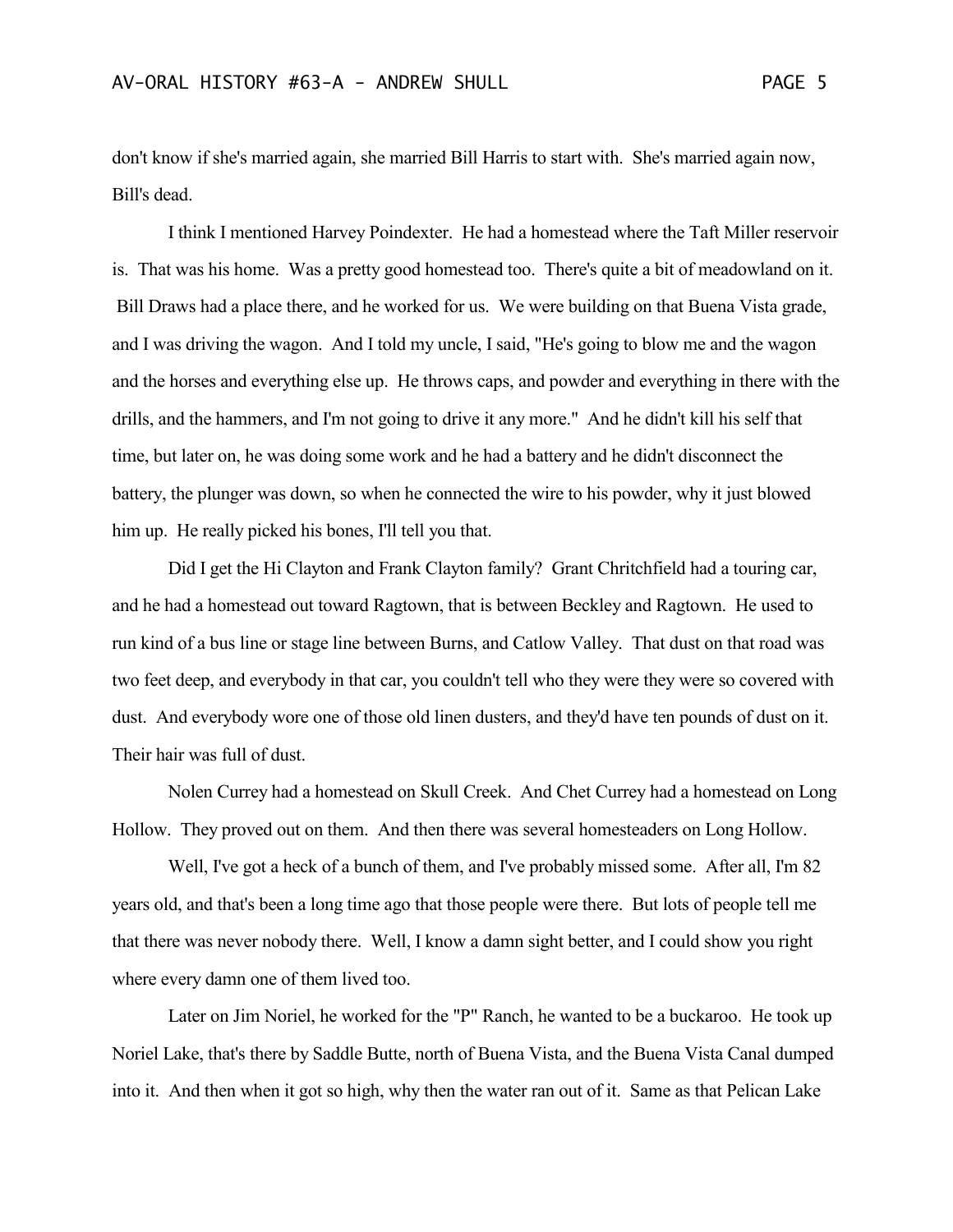don't know if she's married again, she married Bill Harris to start with. She's married again now, Bill's dead.

I think I mentioned Harvey Poindexter. He had a homestead where the Taft Miller reservoir is. That was his home. Was a pretty good homestead too. There's quite a bit of meadowland on it. Bill Draws had a place there, and he worked for us. We were building on that Buena Vista grade, and I was driving the wagon. And I told my uncle, I said, "He's going to blow me and the wagon and the horses and everything else up. He throws caps, and powder and everything in there with the drills, and the hammers, and I'm not going to drive it any more." And he didn't kill his self that time, but later on, he was doing some work and he had a battery and he didn't disconnect the battery, the plunger was down, so when he connected the wire to his powder, why it just blowed him up. He really picked his bones, I'll tell you that.

Did I get the Hi Clayton and Frank Clayton family? Grant Chritchfield had a touring car, and he had a homestead out toward Ragtown, that is between Beckley and Ragtown. He used to run kind of a bus line or stage line between Burns, and Catlow Valley. That dust on that road was two feet deep, and everybody in that car, you couldn't tell who they were they were so covered with dust. And everybody wore one of those old linen dusters, and they'd have ten pounds of dust on it. Their hair was full of dust.

Nolen Currey had a homestead on Skull Creek. And Chet Currey had a homestead on Long Hollow. They proved out on them. And then there was several homesteaders on Long Hollow.

Well, I've got a heck of a bunch of them, and I've probably missed some. After all, I'm 82 years old, and that's been a long time ago that those people were there. But lots of people tell me that there was never nobody there. Well, I know a damn sight better, and I could show you right where every damn one of them lived too.

Later on Jim Noriel, he worked for the "P" Ranch, he wanted to be a buckaroo. He took up Noriel Lake, that's there by Saddle Butte, north of Buena Vista, and the Buena Vista Canal dumped into it. And then when it got so high, why then the water ran out of it. Same as that Pelican Lake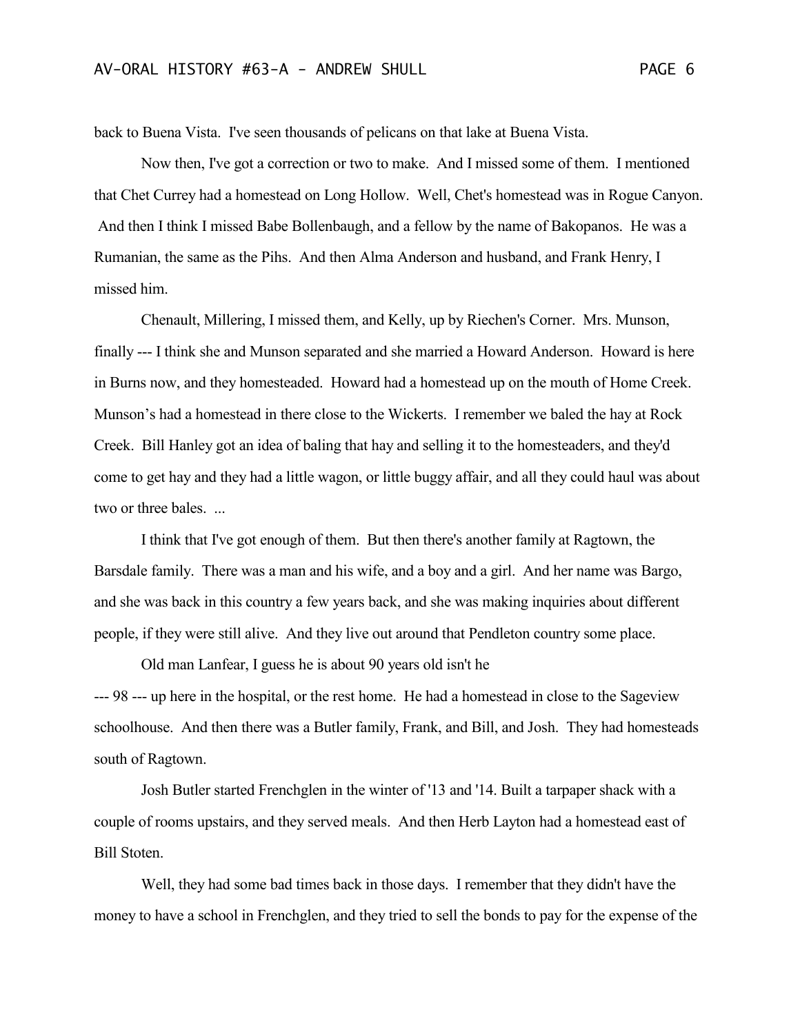back to Buena Vista. I've seen thousands of pelicans on that lake at Buena Vista.

Now then, I've got a correction or two to make. And I missed some of them. I mentioned that Chet Currey had a homestead on Long Hollow. Well, Chet's homestead was in Rogue Canyon. And then I think I missed Babe Bollenbaugh, and a fellow by the name of Bakopanos. He was a Rumanian, the same as the Pihs. And then Alma Anderson and husband, and Frank Henry, I missed him.

Chenault, Millering, I missed them, and Kelly, up by Riechen's Corner. Mrs. Munson, finally --- I think she and Munson separated and she married a Howard Anderson. Howard is here in Burns now, and they homesteaded. Howard had a homestead up on the mouth of Home Creek. Munson's had a homestead in there close to the Wickerts. I remember we baled the hay at Rock Creek. Bill Hanley got an idea of baling that hay and selling it to the homesteaders, and they'd come to get hay and they had a little wagon, or little buggy affair, and all they could haul was about two or three bales. ...

I think that I've got enough of them. But then there's another family at Ragtown, the Barsdale family. There was a man and his wife, and a boy and a girl. And her name was Bargo, and she was back in this country a few years back, and she was making inquiries about different people, if they were still alive. And they live out around that Pendleton country some place.

Old man Lanfear, I guess he is about 90 years old isn't he --- 98 --- up here in the hospital, or the rest home. He had a homestead in close to the Sageview schoolhouse. And then there was a Butler family, Frank, and Bill, and Josh. They had homesteads south of Ragtown.

Josh Butler started Frenchglen in the winter of '13 and '14. Built a tarpaper shack with a couple of rooms upstairs, and they served meals. And then Herb Layton had a homestead east of Bill Stoten.

Well, they had some bad times back in those days. I remember that they didn't have the money to have a school in Frenchglen, and they tried to sell the bonds to pay for the expense of the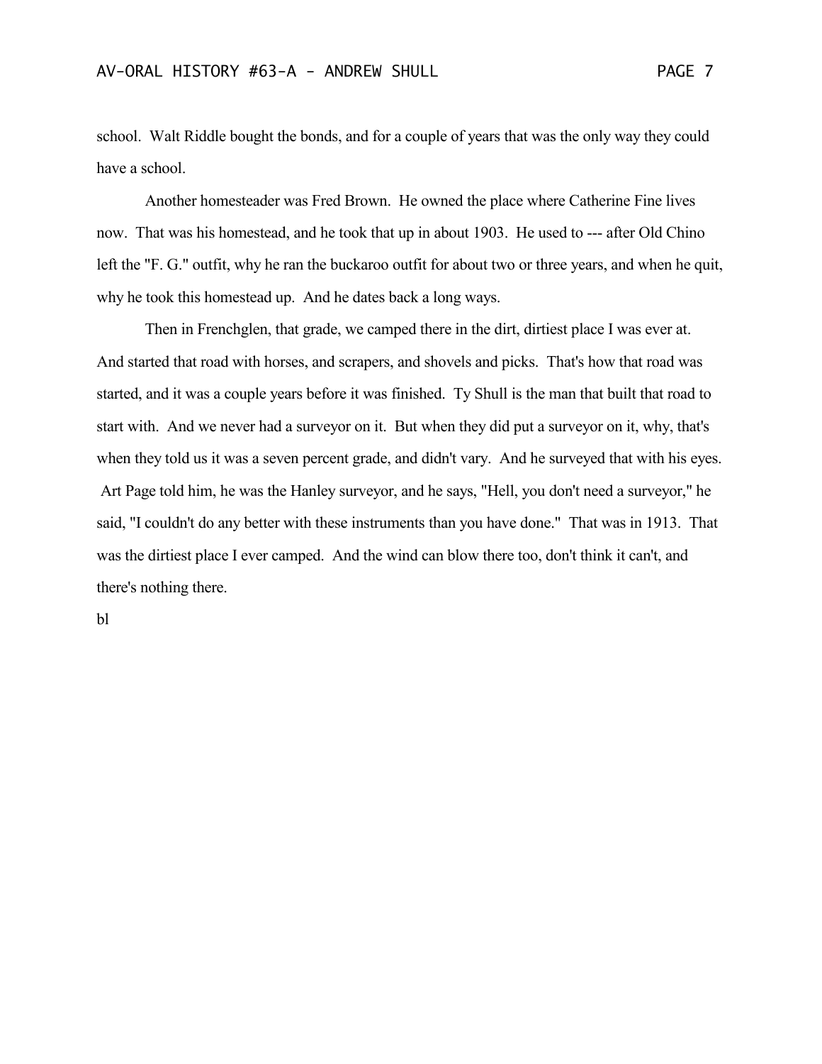school. Walt Riddle bought the bonds, and for a couple of years that was the only way they could have a school.

Another homesteader was Fred Brown. He owned the place where Catherine Fine lives now. That was his homestead, and he took that up in about 1903. He used to --- after Old Chino left the "F. G." outfit, why he ran the buckaroo outfit for about two or three years, and when he quit, why he took this homestead up. And he dates back a long ways.

Then in Frenchglen, that grade, we camped there in the dirt, dirtiest place I was ever at. And started that road with horses, and scrapers, and shovels and picks. That's how that road was started, and it was a couple years before it was finished. Ty Shull is the man that built that road to start with. And we never had a surveyor on it. But when they did put a surveyor on it, why, that's when they told us it was a seven percent grade, and didn't vary. And he surveyed that with his eyes. Art Page told him, he was the Hanley surveyor, and he says, "Hell, you don't need a surveyor," he said, "I couldn't do any better with these instruments than you have done." That was in 1913. That was the dirtiest place I ever camped. And the wind can blow there too, don't think it can't, and there's nothing there.

bl